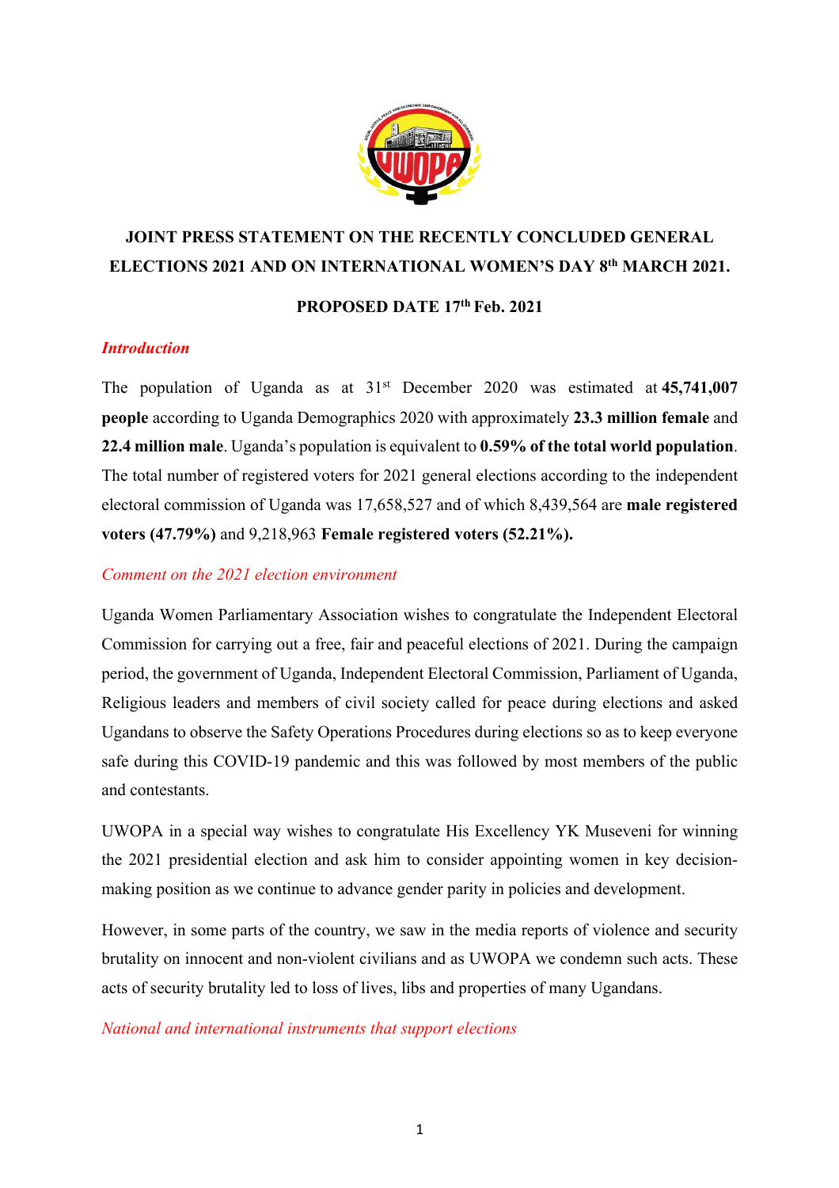## JOINT PRESS STATEMENT ON THE RECENTLY CONCLUDED GENERAL ELECTIONS 2021 AND ON INTERNATIONAL WOMEN'S DAY 8th MARCH 2021.

### PROPOSED DATE 17th Feb. 2021

***Introduction***

The population of Uganda as at 31st December 2020 was estimated at **45,741,007 people** according to Uganda Demographics 2020 with approximately **23.3 million female** and **22.4 million male**. Uganda's population is equivalent to **0.59% of the total world population**. The total number of registered voters for 2021 general elections according to the independent electoral commission of Uganda was 17,658,527 and of which 8,439,564 are **male registered voters (47.79%)** and 9,218,963 **Female registered voters (52.21%).**

*Comment on the 2021 election environment*

Uganda Women Parliamentary Association wishes to congratulate the Independent Electoral Commission for carrying out a free, fair and peaceful elections of 2021. During the campaign period, the government of Uganda, Independent Electoral Commission, Parliament of Uganda, Religious leaders and members of civil society called for peace during elections and asked Ugandans to observe the Safety Operations Procedures during elections so as to keep everyone safe during this COVID-19 pandemic and this was followed by most members of the public and contestants.

UWOPA in a special way wishes to congratulate His Excellency YK Museveni for winning the 2021 presidential election and ask him to consider appointing women in key decision-making position as we continue to advance gender parity in policies and development.

However, in some parts of the country, we saw in the media reports of violence and security brutality on innocent and non-violent civilians and as UWOPA we condemn such acts. These acts of security brutality led to loss of lives, libs and properties of many Ugandans.

*National and international instruments that support elections*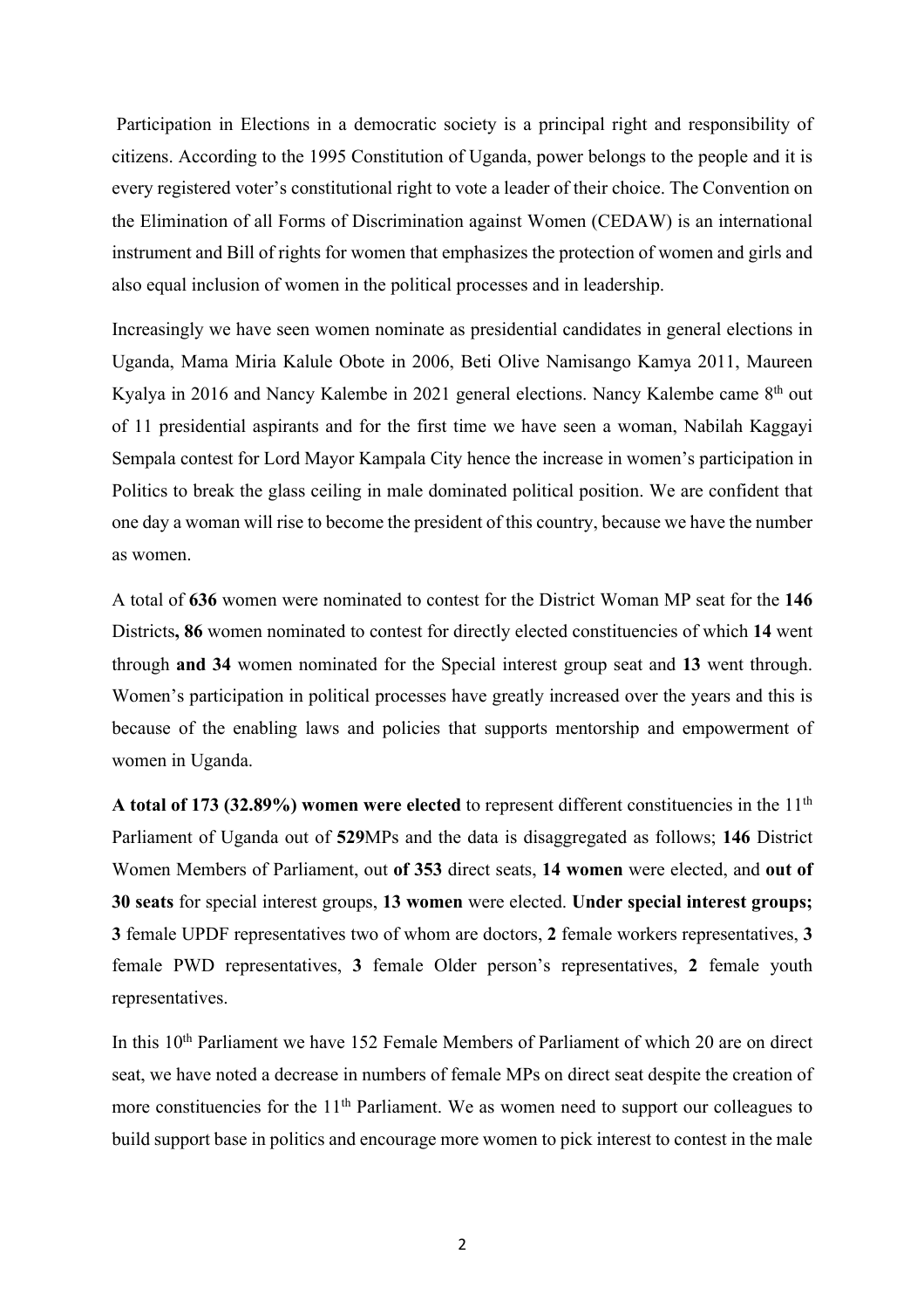Participation in Elections in a democratic society is a principal right and responsibility of citizens. According to the 1995 Constitution of Uganda, power belongs to the people and it is every registered voter's constitutional right to vote a leader of their choice. The Convention on the Elimination of all Forms of Discrimination against Women (CEDAW) is an international instrument and Bill of rights for women that emphasizes the protection of women and girls and also equal inclusion of women in the political processes and in leadership.

Increasingly we have seen women nominate as presidential candidates in general elections in Uganda, Mama Miria Kalule Obote in 2006, Beti Olive Namisango Kamya 2011, Maureen Kyalya in 2016 and Nancy Kalembe in 2021 general elections. Nancy Kalembe came 8th out of 11 presidential aspirants and for the first time we have seen a woman, Nabilah Kaggayi Sempala contest for Lord Mayor Kampala City hence the increase in women's participation in Politics to break the glass ceiling in male dominated political position. We are confident that one day a woman will rise to become the president of this country, because we have the number as women.

A total of **636** women were nominated to contest for the District Woman MP seat for the **146** Districts**, 86** women nominated to contest for directly elected constituencies of which **14** went through **and 34** women nominated for the Special interest group seat and **13** went through. Women's participation in political processes have greatly increased over the years and this is because of the enabling laws and policies that supports mentorship and empowerment of women in Uganda.

**A total of 173 (32.89%) women were elected** to represent different constituencies in the 11th Parliament of Uganda out of **529**MPs and the data is disaggregated as follows; **146** District Women Members of Parliament, out **of 353** direct seats, **14 women** were elected, and **out of 30 seats** for special interest groups, **13 women** were elected. **Under special interest groups; 3** female UPDF representatives two of whom are doctors, **2** female workers representatives, **3** female PWD representatives, **3** female Older person's representatives, **2** female youth representatives.

In this 10th Parliament we have 152 Female Members of Parliament of which 20 are on direct seat, we have noted a decrease in numbers of female MPs on direct seat despite the creation of more constituencies for the 11th Parliament. We as women need to support our colleagues to build support base in politics and encourage more women to pick interest to contest in the male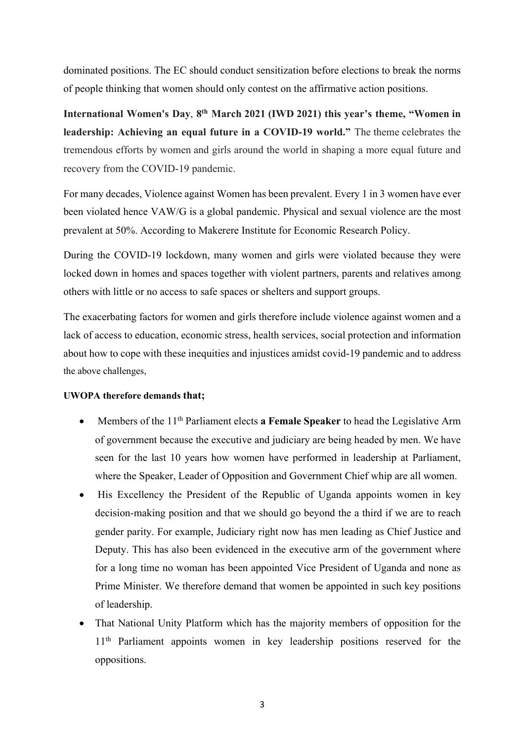dominated positions. The EC should conduct sensitization before elections to break the norms of people thinking that women should only contest on the affirmative action positions.

**International Women's Day**, **8th March 2021 (IWD 2021) this year's theme, "Women in leadership: Achieving an equal future in a COVID-19 world."** The theme celebrates the tremendous efforts by women and girls around the world in shaping a more equal future and recovery from the COVID-19 pandemic.

For many decades, Violence against Women has been prevalent. Every 1 in 3 women have ever been violated hence VAW/G is a global pandemic. Physical and sexual violence are the most prevalent at 50%. According to Makerere Institute for Economic Research Policy.

During the COVID-19 lockdown, many women and girls were violated because they were locked down in homes and spaces together with violent partners, parents and relatives among others with little or no access to safe spaces or shelters and support groups.

The exacerbating factors for women and girls therefore include violence against women and a lack of access to education, economic stress, health services, social protection and information about how to cope with these inequities and injustices amidst covid-19 pandemic and to address the above challenges,

**UWOPA therefore demands that;**

- Members of the 11th Parliament elects **a Female Speaker** to head the Legislative Arm of government because the executive and judiciary are being headed by men. We have seen for the last 10 years how women have performed in leadership at Parliament, where the Speaker, Leader of Opposition and Government Chief whip are all women.
- His Excellency the President of the Republic of Uganda appoints women in key decision-making position and that we should go beyond the a third if we are to reach gender parity. For example, Judiciary right now has men leading as Chief Justice and Deputy. This has also been evidenced in the executive arm of the government where for a long time no woman has been appointed Vice President of Uganda and none as Prime Minister. We therefore demand that women be appointed in such key positions of leadership.
- That National Unity Platform which has the majority members of opposition for the 11th Parliament appoints women in key leadership positions reserved for the oppositions.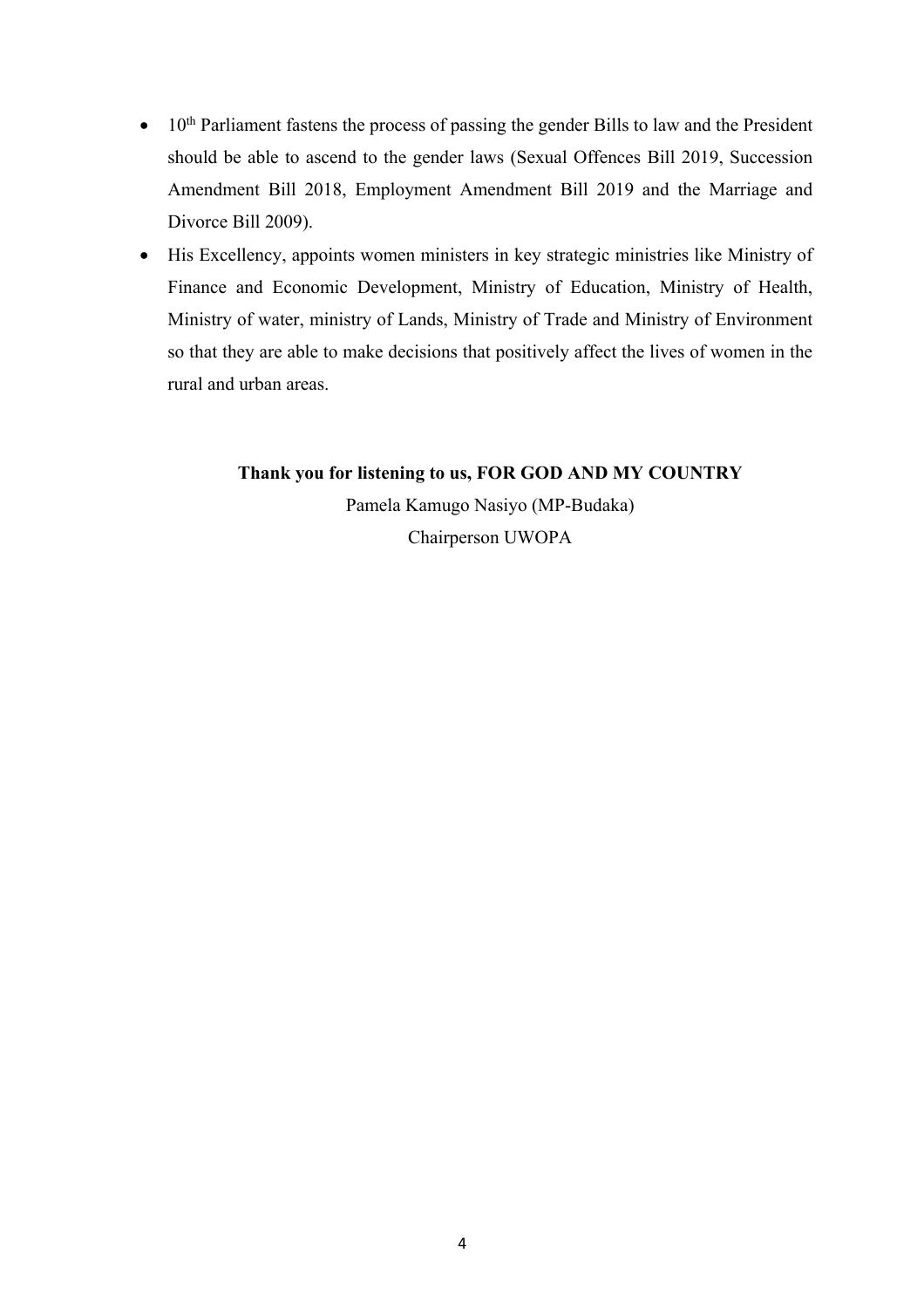- 10th Parliament fastens the process of passing the gender Bills to law and the President should be able to ascend to the gender laws (Sexual Offences Bill 2019, Succession Amendment Bill 2018, Employment Amendment Bill 2019 and the Marriage and Divorce Bill 2009).
- His Excellency, appoints women ministers in key strategic ministries like Ministry of Finance and Economic Development, Ministry of Education, Ministry of Health, Ministry of water, ministry of Lands, Ministry of Trade and Ministry of Environment so that they are able to make decisions that positively affect the lives of women in the rural and urban areas.

**Thank you for listening to us, FOR GOD AND MY COUNTRY**

Pamela Kamugo Nasiyo (MP-Budaka)

Chairperson UWOPA